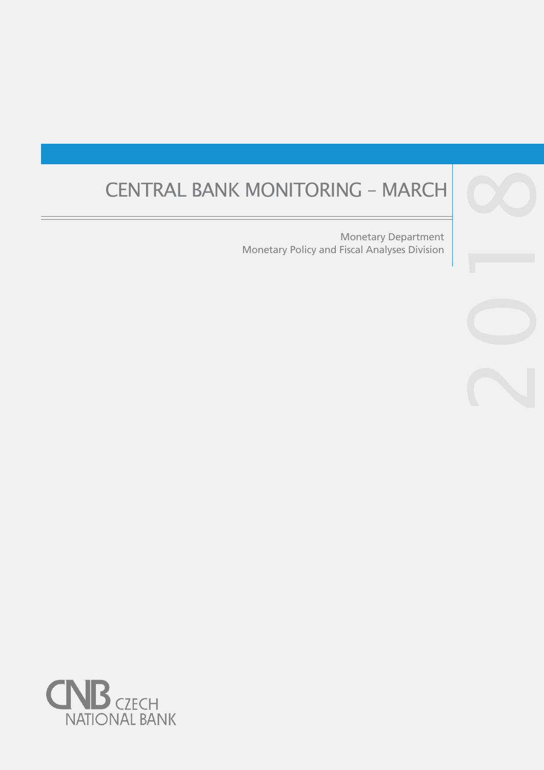# CENTRAL BANK MONITORING – MARCH

2018

Monetary Department
Monetary Policy and Fiscal Analyses Division

CNB CZECH NATIONAL BANK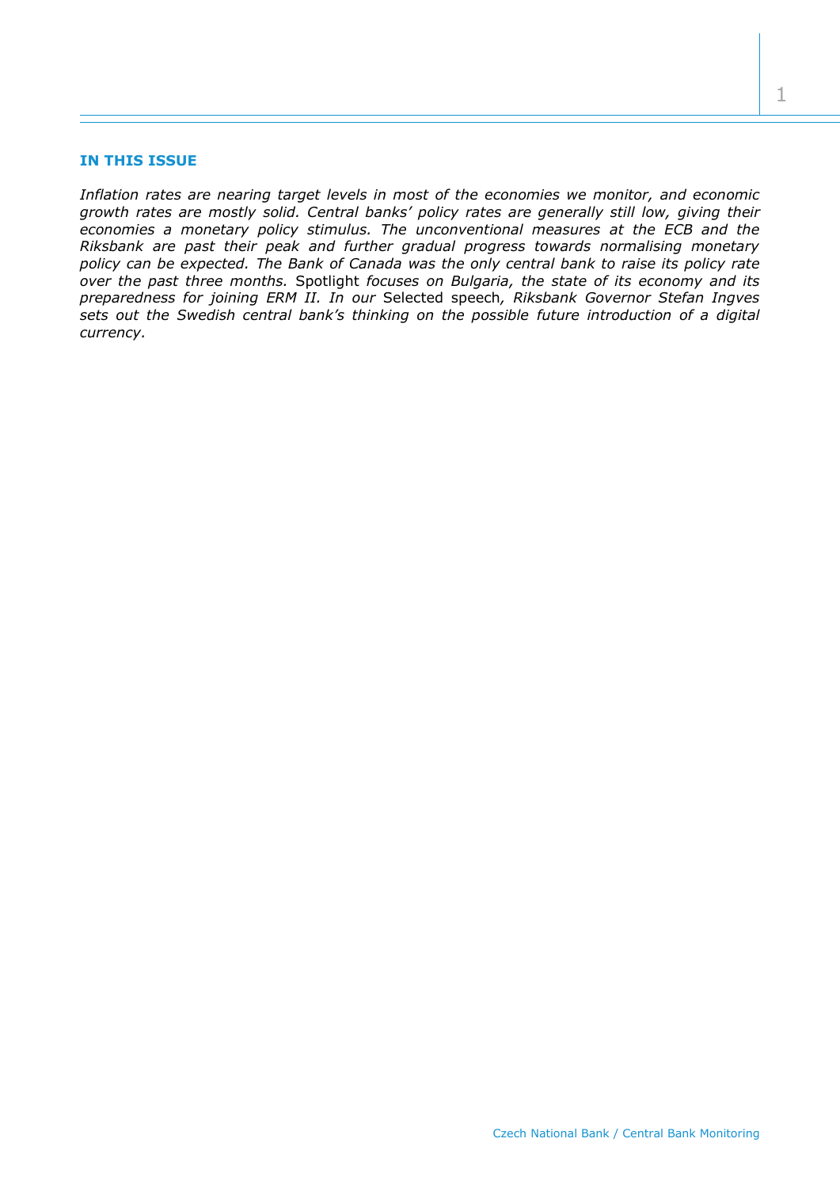## IN THIS ISSUE

*Inflation rates are nearing target levels in most of the economies we monitor, and economic growth rates are mostly solid. Central banks' policy rates are generally still low, giving their economies a monetary policy stimulus. The unconventional measures at the ECB and the Riksbank are past their peak and further gradual progress towards normalising monetary policy can be expected. The Bank of Canada was the only central bank to raise its policy rate over the past three months.* Spotlight *focuses on Bulgaria, the state of its economy and its preparedness for joining ERM II. In our* Selected speech*, Riksbank Governor Stefan Ingves sets out the Swedish central bank's thinking on the possible future introduction of a digital currency.*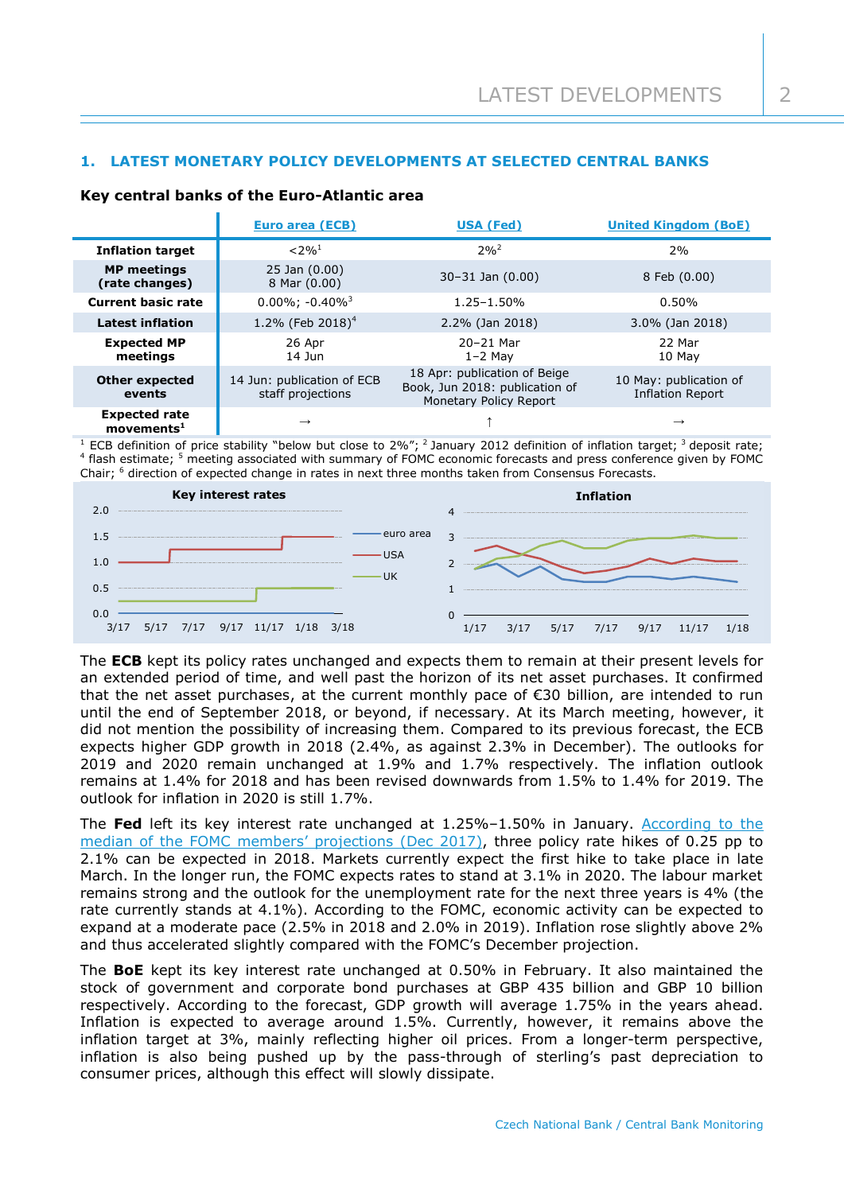## 1. LATEST MONETARY POLICY DEVELOPMENTS AT SELECTED CENTRAL BANKS

**Key central banks of the Euro-Atlantic area**

| | Euro area (ECB) | USA (Fed) | United Kingdom (BoE) |
|---|---|---|---|
| **Inflation target** | <2%[1] | 2%[2] | 2% |
| **MP meetings (rate changes)** | 25 Jan (0.00) 8 Mar (0.00) | 30–31 Jan (0.00) | 8 Feb (0.00) |
| **Current basic rate** | 0.00%; -0.40%[3] | 1.25–1.50% | 0.50% |
| **Latest inflation** | 1.2% (Feb 2018)[4] | 2.2% (Jan 2018) | 3.0% (Jan 2018) |
| **Expected MP meetings** | 26 Apr 14 Jun | 20–21 Mar 1–2 May | 22 Mar 10 May |
| **Other expected events** | 14 Jun: publication of ECB staff projections | 18 Apr: publication of Beige Book, Jun 2018: publication of Monetary Policy Report | 10 May: publication of Inflation Report |
| **Expected rate movements[1]** | → | ↑ | → |

[1] ECB definition of price stability "below but close to 2%"; [2] January 2012 definition of inflation target; [3] deposit rate; [4] flash estimate; [5] meeting associated with summary of FOMC economic forecasts and press conference given by FOMC Chair; [6] direction of expected change in rates in next three months taken from Consensus Forecasts.

The **ECB** kept its policy rates unchanged and expects them to remain at their present levels for an extended period of time, and well past the horizon of its net asset purchases. It confirmed that the net asset purchases, at the current monthly pace of €30 billion, are intended to run until the end of September 2018, or beyond, if necessary. At its March meeting, however, it did not mention the possibility of increasing them. Compared to its previous forecast, the ECB expects higher GDP growth in 2018 (2.4%, as against 2.3% in December). The outlooks for 2019 and 2020 remain unchanged at 1.9% and 1.7% respectively. The inflation outlook remains at 1.4% for 2018 and has been revised downwards from 1.5% to 1.4% for 2019. The outlook for inflation in 2020 is still 1.7%.

The **Fed** left its key interest rate unchanged at 1.25%–1.50% in January. According to the median of the FOMC members' projections (Dec 2017), three policy rate hikes of 0.25 pp to 2.1% can be expected in 2018. Markets currently expect the first hike to take place in late March. In the longer run, the FOMC expects rates to stand at 3.1% in 2020. The labour market remains strong and the outlook for the unemployment rate for the next three years is 4% (the rate currently stands at 4.1%). According to the FOMC, economic activity can be expected to expand at a moderate pace (2.5% in 2018 and 2.0% in 2019). Inflation rose slightly above 2% and thus accelerated slightly compared with the FOMC's December projection.

The **BoE** kept its key interest rate unchanged at 0.50% in February. It also maintained the stock of government and corporate bond purchases at GBP 435 billion and GBP 10 billion respectively. According to the forecast, GDP growth will average 1.75% in the years ahead. Inflation is expected to average around 1.5%. Currently, however, it remains above the inflation target at 3%, mainly reflecting higher oil prices. From a longer-term perspective, inflation is also being pushed up by the pass-through of sterling's past depreciation to consumer prices, although this effect will slowly dissipate.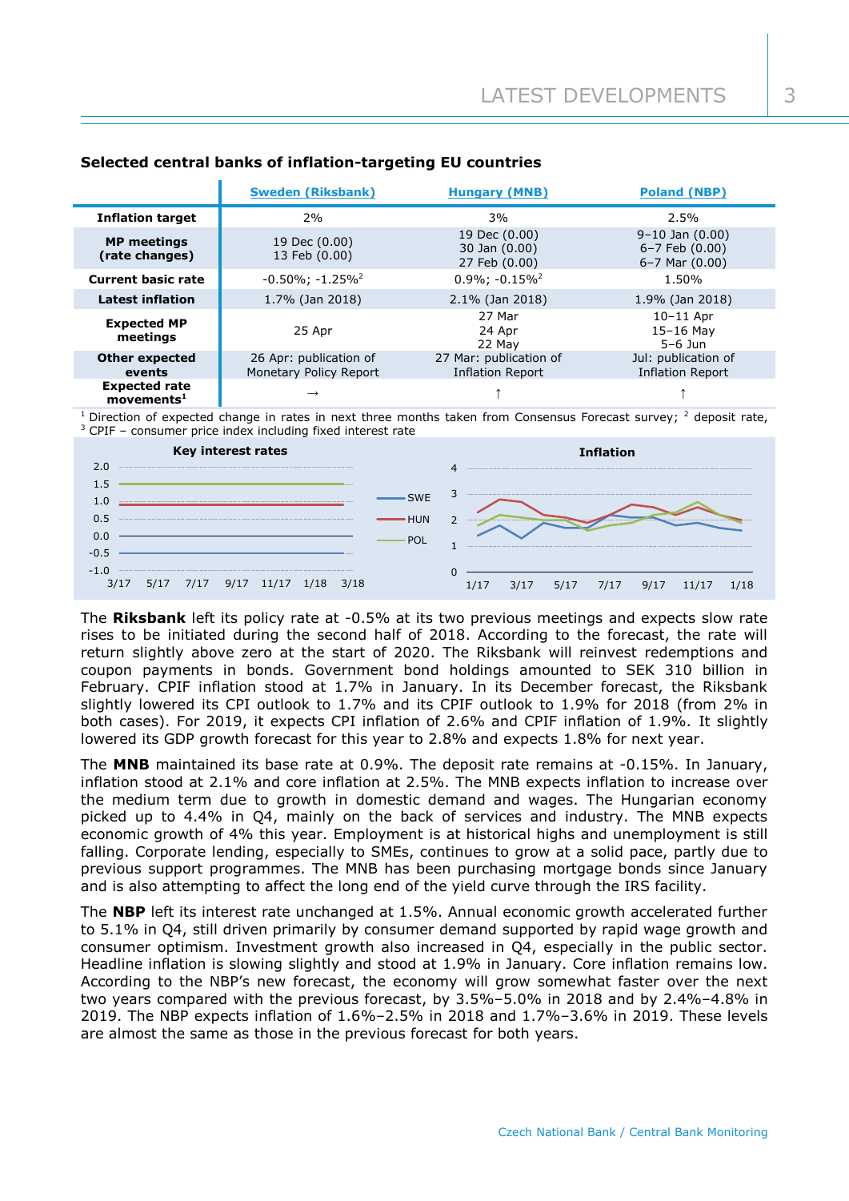**Selected central banks of inflation-targeting EU countries**

| | Sweden (Riksbank) | Hungary (MNB) | Poland (NBP) |
|---|---|---|---|
| **Inflation target** | 2% | 3% | 2.5% |
| **MP meetings (rate changes)** | 19 Dec (0.00)<br>13 Feb (0.00) | 19 Dec (0.00)<br>30 Jan (0.00)<br>27 Feb (0.00) | 9–10 Jan (0.00)<br>6–7 Feb (0.00)<br>6–7 Mar (0.00) |
| **Current basic rate** | -0.50%; -1.25%[2] | 0.9%; -0.15%[2] | 1.50% |
| **Latest inflation** | 1.7% (Jan 2018) | 2.1% (Jan 2018) | 1.9% (Jan 2018) |
| **Expected MP meetings** | 25 Apr | 27 Mar<br>24 Apr<br>22 May | 10–11 Apr<br>15–16 May<br>5–6 Jun |
| **Other expected events** | 26 Apr: publication of Monetary Policy Report | 27 Mar: publication of Inflation Report | Jul: publication of Inflation Report |
| **Expected rate movements[1]** | → | ↑ | ↑ |

[1] Direction of expected change in rates in next three months taken from Consensus Forecast survey; [2] deposit rate, [3] CPIF – consumer price index including fixed interest rate

**Key interest rates**

**Inflation**

The **Riksbank** left its policy rate at -0.5% at its two previous meetings and expects slow rate rises to be initiated during the second half of 2018. According to the forecast, the rate will return slightly above zero at the start of 2020. The Riksbank will reinvest redemptions and coupon payments in bonds. Government bond holdings amounted to SEK 310 billion in February. CPIF inflation stood at 1.7% in January. In its December forecast, the Riksbank slightly lowered its CPI outlook to 1.7% and its CPIF outlook to 1.9% for 2018 (from 2% in both cases). For 2019, it expects CPI inflation of 2.6% and CPIF inflation of 1.9%. It slightly lowered its GDP growth forecast for this year to 2.8% and expects 1.8% for next year.

The **MNB** maintained its base rate at 0.9%. The deposit rate remains at -0.15%. In January, inflation stood at 2.1% and core inflation at 2.5%. The MNB expects inflation to increase over the medium term due to growth in domestic demand and wages. The Hungarian economy picked up to 4.4% in Q4, mainly on the back of services and industry. The MNB expects economic growth of 4% this year. Employment is at historical highs and unemployment is still falling. Corporate lending, especially to SMEs, continues to grow at a solid pace, partly due to previous support programmes. The MNB has been purchasing mortgage bonds since January and is also attempting to affect the long end of the yield curve through the IRS facility.

The **NBP** left its interest rate unchanged at 1.5%. Annual economic growth accelerated further to 5.1% in Q4, still driven primarily by consumer demand supported by rapid wage growth and consumer optimism. Investment growth also increased in Q4, especially in the public sector. Headline inflation is slowing slightly and stood at 1.9% in January. Core inflation remains low. According to the NBP's new forecast, the economy will grow somewhat faster over the next two years compared with the previous forecast, by 3.5%–5.0% in 2018 and by 2.4%–4.8% in 2019. The NBP expects inflation of 1.6%–2.5% in 2018 and 1.7%–3.6% in 2019. These levels are almost the same as those in the previous forecast for both years.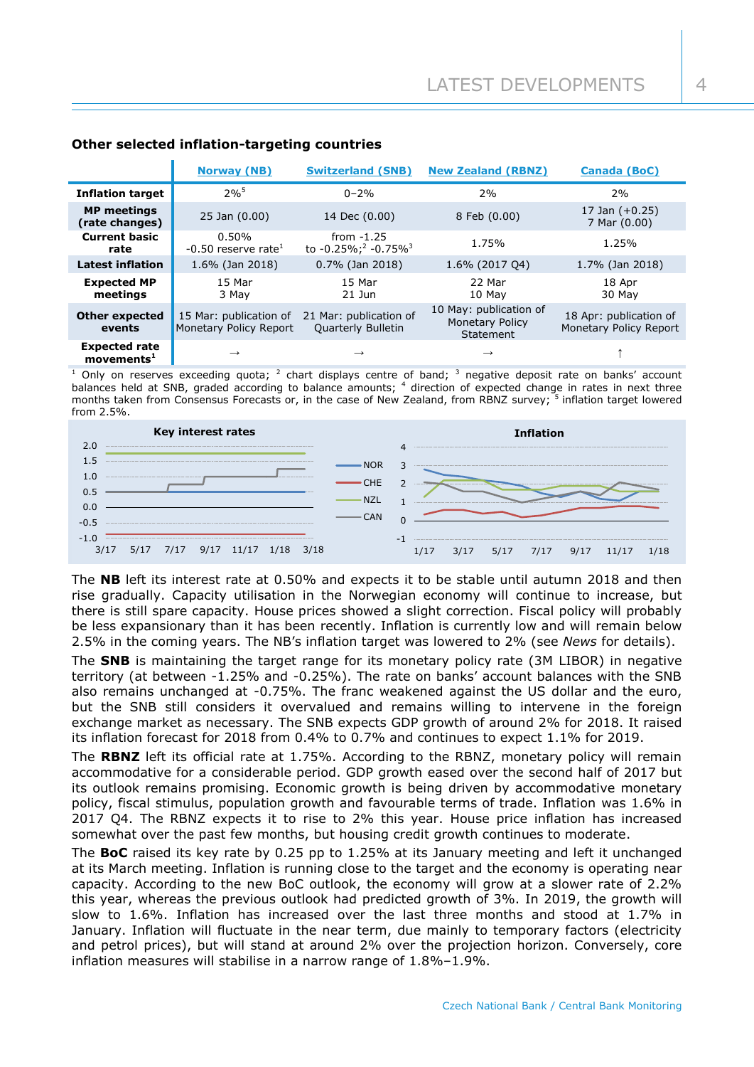### Other selected inflation-targeting countries

| | Norway (NB) | Switzerland (SNB) | New Zealand (RBNZ) | Canada (BoC) |
|---|---|---|---|---|
| **Inflation target** | 2%[5] | 0–2% | 2% | 2% |
| **MP meetings (rate changes)** | 25 Jan (0.00) | 14 Dec (0.00) | 8 Feb (0.00) | 17 Jan (+0.25) 7 Mar (0.00) |
| **Current basic rate** | 0.50% -0.50 reserve rate[1] | from -1.25 to -0.25%;[2] -0.75%[3] | 1.75% | 1.25% |
| **Latest inflation** | 1.6% (Jan 2018) | 0.7% (Jan 2018) | 1.6% (2017 Q4) | 1.7% (Jan 2018) |
| **Expected MP meetings** | 15 Mar 3 May | 15 Mar 21 Jun | 22 Mar 10 May | 18 Apr 30 May |
| **Other expected events** | 15 Mar: publication of Monetary Policy Report | 21 Mar: publication of Quarterly Bulletin | 10 May: publication of Monetary Policy Statement | 18 Apr: publication of Monetary Policy Report |
| **Expected rate movements**[1] | → | → | → | ↑ |

[1] Only on reserves exceeding quota; [2] chart displays centre of band; [3] negative deposit rate on banks' account balances held at SNB, graded according to balance amounts; [4] direction of expected change in rates in next three months taken from Consensus Forecasts or, in the case of New Zealand, from RBNZ survey; [5] inflation target lowered from 2.5%.

**Key interest rates**

**Inflation**

The **NB** left its interest rate at 0.50% and expects it to be stable until autumn 2018 and then rise gradually. Capacity utilisation in the Norwegian economy will continue to increase, but there is still spare capacity. House prices showed a slight correction. Fiscal policy will probably be less expansionary than it has been recently. Inflation is currently low and will remain below 2.5% in the coming years. The NB's inflation target was lowered to 2% (see *News* for details).

The **SNB** is maintaining the target range for its monetary policy rate (3M LIBOR) in negative territory (at between -1.25% and -0.25%). The rate on banks' account balances with the SNB also remains unchanged at -0.75%. The franc weakened against the US dollar and the euro, but the SNB still considers it overvalued and remains willing to intervene in the foreign exchange market as necessary. The SNB expects GDP growth of around 2% for 2018. It raised its inflation forecast for 2018 from 0.4% to 0.7% and continues to expect 1.1% for 2019.

The **RBNZ** left its official rate at 1.75%. According to the RBNZ, monetary policy will remain accommodative for a considerable period. GDP growth eased over the second half of 2017 but its outlook remains promising. Economic growth is being driven by accommodative monetary policy, fiscal stimulus, population growth and favourable terms of trade. Inflation was 1.6% in 2017 Q4. The RBNZ expects it to rise to 2% this year. House price inflation has increased somewhat over the past few months, but housing credit growth continues to moderate.

The **BoC** raised its key rate by 0.25 pp to 1.25% at its January meeting and left it unchanged at its March meeting. Inflation is running close to the target and the economy is operating near capacity. According to the new BoC outlook, the economy will grow at a slower rate of 2.2% this year, whereas the previous outlook had predicted growth of 3%. In 2019, the growth will slow to 1.6%. Inflation has increased over the last three months and stood at 1.7% in January. Inflation will fluctuate in the near term, due mainly to temporary factors (electricity and petrol prices), but will stand at around 2% over the projection horizon. Conversely, core inflation measures will stabilise in a narrow range of 1.8%–1.9%.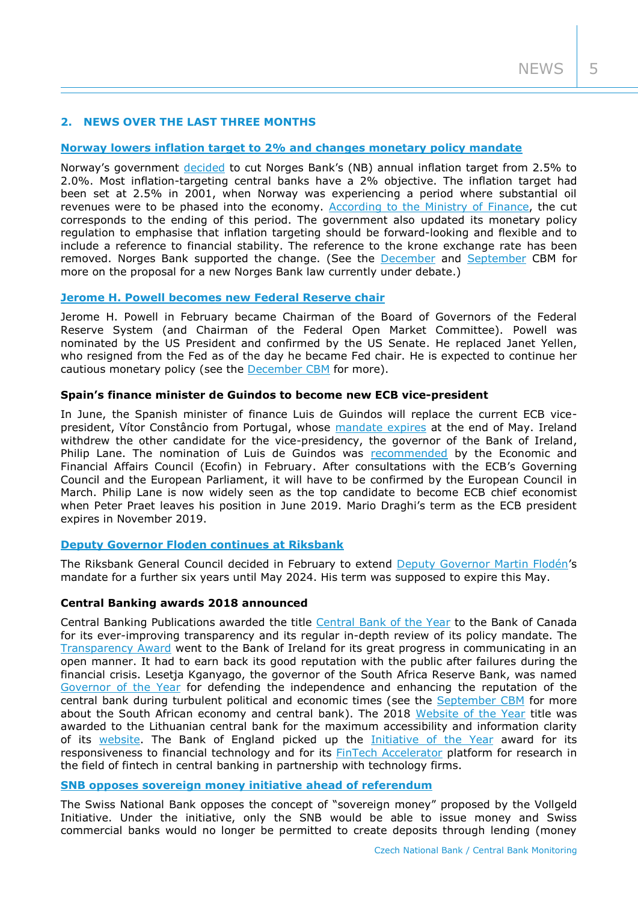## 2. NEWS OVER THE LAST THREE MONTHS

**Norway lowers inflation target to 2% and changes monetary policy mandate**

Norway's government decided to cut Norges Bank's (NB) annual inflation target from 2.5% to 2.0%. Most inflation-targeting central banks have a 2% objective. The inflation target had been set at 2.5% in 2001, when Norway was experiencing a period where substantial oil revenues were to be phased into the economy. According to the Ministry of Finance, the cut corresponds to the ending of this period. The government also updated its monetary policy regulation to emphasise that inflation targeting should be forward-looking and flexible and to include a reference to financial stability. The reference to the krone exchange rate has been removed. Norges Bank supported the change. (See the December and September CBM for more on the proposal for a new Norges Bank law currently under debate.)

**Jerome H. Powell becomes new Federal Reserve chair**

Jerome H. Powell in February became Chairman of the Board of Governors of the Federal Reserve System (and Chairman of the Federal Open Market Committee). Powell was nominated by the US President and confirmed by the US Senate. He replaced Janet Yellen, who resigned from the Fed as of the day he became Fed chair. He is expected to continue her cautious monetary policy (see the December CBM for more).

**Spain's finance minister de Guindos to become new ECB vice-president**

In June, the Spanish minister of finance Luis de Guindos will replace the current ECB vice-president, Vítor Constâncio from Portugal, whose mandate expires at the end of May. Ireland withdrew the other candidate for the vice-presidency, the governor of the Bank of Ireland, Philip Lane. The nomination of Luis de Guindos was recommended by the Economic and Financial Affairs Council (Ecofin) in February. After consultations with the ECB's Governing Council and the European Parliament, it will have to be confirmed by the European Council in March. Philip Lane is now widely seen as the top candidate to become ECB chief economist when Peter Praet leaves his position in June 2019. Mario Draghi's term as the ECB president expires in November 2019.

**Deputy Governor Floden continues at Riksbank**

The Riksbank General Council decided in February to extend Deputy Governor Martin Flodén's mandate for a further six years until May 2024. His term was supposed to expire this May.

**Central Banking awards 2018 announced**

Central Banking Publications awarded the title Central Bank of the Year to the Bank of Canada for its ever-improving transparency and its regular in-depth review of its policy mandate. The Transparency Award went to the Bank of Ireland for its great progress in communicating in an open manner. It had to earn back its good reputation with the public after failures during the financial crisis. Lesetja Kganyago, the governor of the South Africa Reserve Bank, was named Governor of the Year for defending the independence and enhancing the reputation of the central bank during turbulent political and economic times (see the September CBM for more about the South African economy and central bank). The 2018 Website of the Year title was awarded to the Lithuanian central bank for the maximum accessibility and information clarity of its website. The Bank of England picked up the Initiative of the Year award for its responsiveness to financial technology and for its FinTech Accelerator platform for research in the field of fintech in central banking in partnership with technology firms.

**SNB opposes sovereign money initiative ahead of referendum**

The Swiss National Bank opposes the concept of "sovereign money" proposed by the Vollgeld Initiative. Under the initiative, only the SNB would be able to issue money and Swiss commercial banks would no longer be permitted to create deposits through lending (money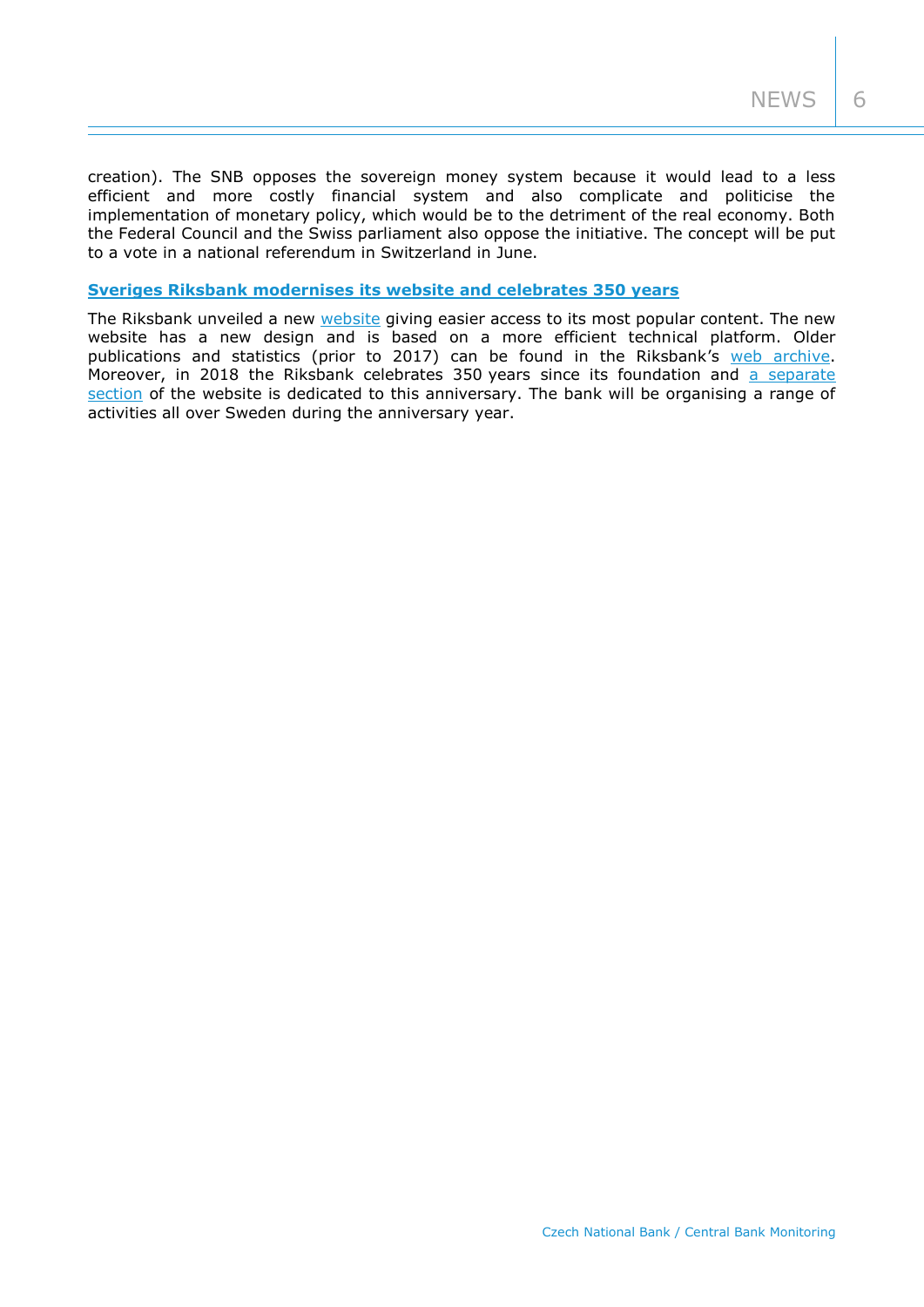creation). The SNB opposes the sovereign money system because it would lead to a less efficient and more costly financial system and also complicate and politicise the implementation of monetary policy, which would be to the detriment of the real economy. Both the Federal Council and the Swiss parliament also oppose the initiative. The concept will be put to a vote in a national referendum in Switzerland in June.

### **Sveriges Riksbank modernises its website and celebrates 350 years**

The Riksbank unveiled a new website giving easier access to its most popular content. The new website has a new design and is based on a more efficient technical platform. Older publications and statistics (prior to 2017) can be found in the Riksbank's web archive. Moreover, in 2018 the Riksbank celebrates 350 years since its foundation and a separate section of the website is dedicated to this anniversary. The bank will be organising a range of activities all over Sweden during the anniversary year.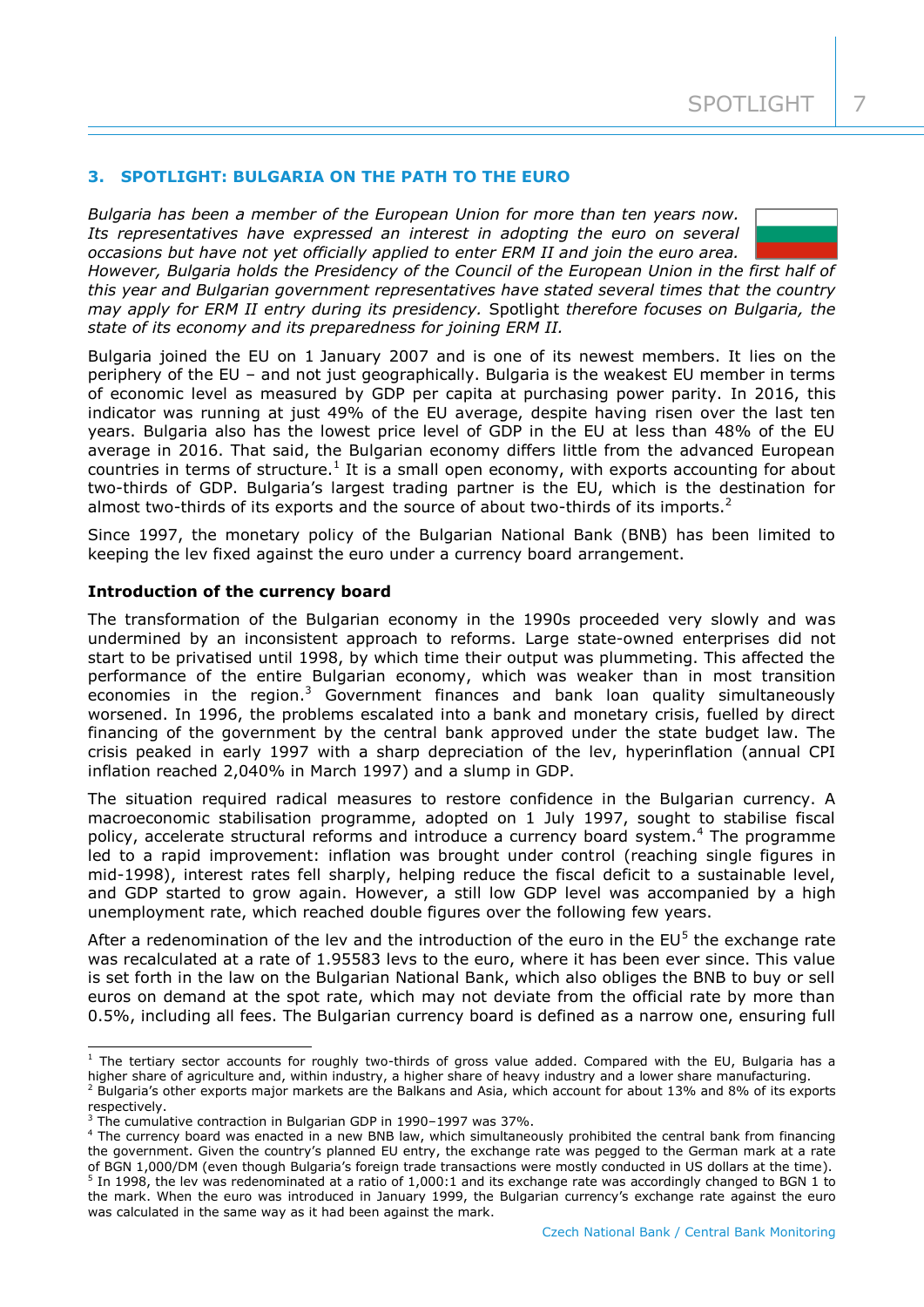## 3. SPOTLIGHT: BULGARIA ON THE PATH TO THE EURO

*Bulgaria has been a member of the European Union for more than ten years now. Its representatives have expressed an interest in adopting the euro on several occasions but have not yet officially applied to enter ERM II and join the euro area. However, Bulgaria holds the Presidency of the Council of the European Union in the first half of this year and Bulgarian government representatives have stated several times that the country may apply for ERM II entry during its presidency.* Spotlight *therefore focuses on Bulgaria, the state of its economy and its preparedness for joining ERM II.*

Bulgaria joined the EU on 1 January 2007 and is one of its newest members. It lies on the periphery of the EU – and not just geographically. Bulgaria is the weakest EU member in terms of economic level as measured by GDP per capita at purchasing power parity. In 2016, this indicator was running at just 49% of the EU average, despite having risen over the last ten years. Bulgaria also has the lowest price level of GDP in the EU at less than 48% of the EU average in 2016. That said, the Bulgarian economy differs little from the advanced European countries in terms of structure.[1] It is a small open economy, with exports accounting for about two-thirds of GDP. Bulgaria's largest trading partner is the EU, which is the destination for almost two-thirds of its exports and the source of about two-thirds of its imports.[2]

Since 1997, the monetary policy of the Bulgarian National Bank (BNB) has been limited to keeping the lev fixed against the euro under a currency board arrangement.

### Introduction of the currency board

The transformation of the Bulgarian economy in the 1990s proceeded very slowly and was undermined by an inconsistent approach to reforms. Large state-owned enterprises did not start to be privatised until 1998, by which time their output was plummeting. This affected the performance of the entire Bulgarian economy, which was weaker than in most transition economies in the region.[3] Government finances and bank loan quality simultaneously worsened. In 1996, the problems escalated into a bank and monetary crisis, fuelled by direct financing of the government by the central bank approved under the state budget law. The crisis peaked in early 1997 with a sharp depreciation of the lev, hyperinflation (annual CPI inflation reached 2,040% in March 1997) and a slump in GDP.

The situation required radical measures to restore confidence in the Bulgarian currency. A macroeconomic stabilisation programme, adopted on 1 July 1997, sought to stabilise fiscal policy, accelerate structural reforms and introduce a currency board system.[4] The programme led to a rapid improvement: inflation was brought under control (reaching single figures in mid-1998), interest rates fell sharply, helping reduce the fiscal deficit to a sustainable level, and GDP started to grow again. However, a still low GDP level was accompanied by a high unemployment rate, which reached double figures over the following few years.

After a redenomination of the lev and the introduction of the euro in the EU[5] the exchange rate was recalculated at a rate of 1.95583 levs to the euro, where it has been ever since. This value is set forth in the law on the Bulgarian National Bank, which also obliges the BNB to buy or sell euros on demand at the spot rate, which may not deviate from the official rate by more than 0.5%, including all fees. The Bulgarian currency board is defined as a narrow one, ensuring full

---

[1] The tertiary sector accounts for roughly two-thirds of gross value added. Compared with the EU, Bulgaria has a higher share of agriculture and, within industry, a higher share of heavy industry and a lower share manufacturing.

[2] Bulgaria's other exports major markets are the Balkans and Asia, which account for about 13% and 8% of its exports respectively.

[3] The cumulative contraction in Bulgarian GDP in 1990–1997 was 37%.

[4] The currency board was enacted in a new BNB law, which simultaneously prohibited the central bank from financing the government. Given the country's planned EU entry, the exchange rate was pegged to the German mark at a rate of BGN 1,000/DM (even though Bulgaria's foreign trade transactions were mostly conducted in US dollars at the time).

[5] In 1998, the lev was redenominated at a ratio of 1,000:1 and its exchange rate was accordingly changed to BGN 1 to the mark. When the euro was introduced in January 1999, the Bulgarian currency's exchange rate against the euro was calculated in the same way as it had been against the mark.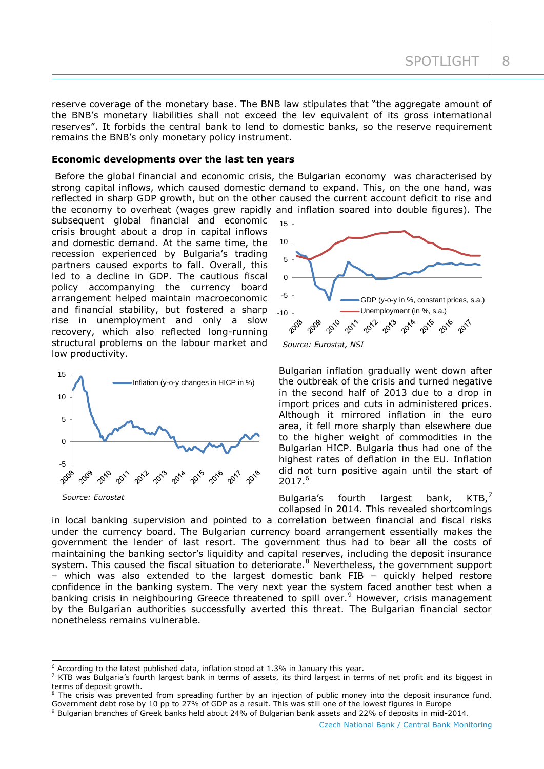reserve coverage of the monetary base. The BNB law stipulates that "the aggregate amount of the BNB's monetary liabilities shall not exceed the lev equivalent of its gross international reserves". It forbids the central bank to lend to domestic banks, so the reserve requirement remains the BNB's only monetary policy instrument.

**Economic developments over the last ten years**

Before the global financial and economic crisis, the Bulgarian economy was characterised by strong capital inflows, which caused domestic demand to expand. This, on the one hand, was reflected in sharp GDP growth, but on the other caused the current account deficit to rise and the economy to overheat (wages grew rapidly and inflation soared into double figures). The subsequent global financial and economic crisis brought about a drop in capital inflows and domestic demand. At the same time, the recession experienced by Bulgaria's trading partners caused exports to fall. Overall, this led to a decline in GDP. The cautious fiscal policy accompanying the currency board arrangement helped maintain macroeconomic and financial stability, but fostered a sharp rise in unemployment and only a slow recovery, which also reflected long-running structural problems on the labour market and low productivity.

*Source: Eurostat, NSI*

*Source: Eurostat*

Bulgarian inflation gradually went down after the outbreak of the crisis and turned negative in the second half of 2013 due to a drop in import prices and cuts in administered prices. Although it mirrored inflation in the euro area, it fell more sharply than elsewhere due to the higher weight of commodities in the Bulgarian HICP. Bulgaria thus had one of the highest rates of deflation in the EU. Inflation did not turn positive again until the start of 2017.[6]

Bulgaria's fourth largest bank, KTB,[7] collapsed in 2014. This revealed shortcomings in local banking supervision and pointed to a correlation between financial and fiscal risks under the currency board. The Bulgarian currency board arrangement essentially makes the government the lender of last resort. The government thus had to bear all the costs of maintaining the banking sector's liquidity and capital reserves, including the deposit insurance system. This caused the fiscal situation to deteriorate.[8] Nevertheless, the government support – which was also extended to the largest domestic bank FIB – quickly helped restore confidence in the banking system. The very next year the system faced another test when a banking crisis in neighbouring Greece threatened to spill over.[9] However, crisis management by the Bulgarian authorities successfully averted this threat. The Bulgarian financial sector nonetheless remains vulnerable.

[6] According to the latest published data, inflation stood at 1.3% in January this year.

[7] KTB was Bulgaria's fourth largest bank in terms of assets, its third largest in terms of net profit and its biggest in terms of deposit growth.

[8] The crisis was prevented from spreading further by an injection of public money into the deposit insurance fund. Government debt rose by 10 pp to 27% of GDP as a result. This was still one of the lowest figures in Europe

[9] Bulgarian branches of Greek banks held about 24% of Bulgarian bank assets and 22% of deposits in mid-2014.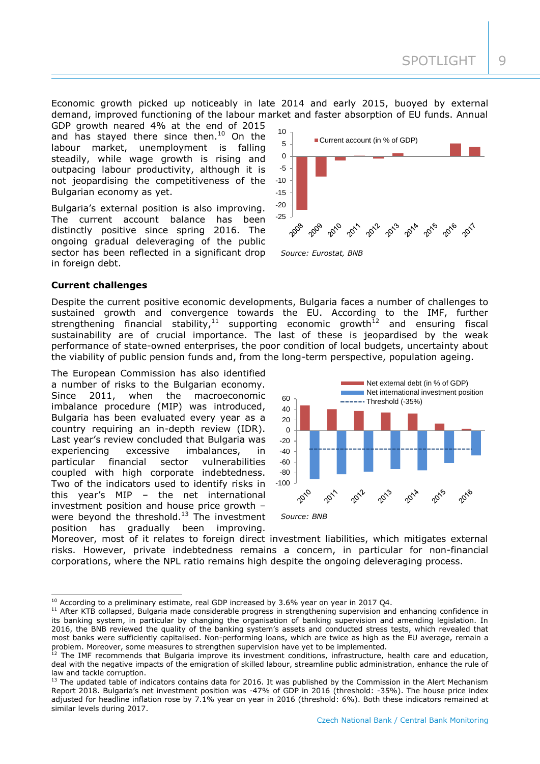Economic growth picked up noticeably in late 2014 and early 2015, buoyed by external demand, improved functioning of the labour market and faster absorption of EU funds. Annual GDP growth neared 4% at the end of 2015 and has stayed there since then.[10] On the labour market, unemployment is falling steadily, while wage growth is rising and outpacing labour productivity, although it is not jeopardising the competitiveness of the Bulgarian economy as yet.

Bulgaria's external position is also improving. The current account balance has been distinctly positive since spring 2016. The ongoing gradual deleveraging of the public sector has been reflected in a significant drop in foreign debt.

*Source: Eurostat, BNB*

**Current challenges**

Despite the current positive economic developments, Bulgaria faces a number of challenges to sustained growth and convergence towards the EU. According to the IMF, further strengthening financial stability,[11] supporting economic growth[12] and ensuring fiscal sustainability are of crucial importance. The last of these is jeopardised by the weak performance of state-owned enterprises, the poor condition of local budgets, uncertainty about the viability of public pension funds and, from the long-term perspective, population ageing.

The European Commission has also identified a number of risks to the Bulgarian economy. Since 2011, when the macroeconomic imbalance procedure (MIP) was introduced, Bulgaria has been evaluated every year as a country requiring an in-depth review (IDR). Last year's review concluded that Bulgaria was experiencing excessive imbalances, in particular financial sector vulnerabilities coupled with high corporate indebtedness. Two of the indicators used to identify risks in this year's MIP – the net international investment position and house price growth – were beyond the threshold.[13] The investment position has gradually been improving. Moreover, most of it relates to foreign direct investment liabilities, which mitigates external risks. However, private indebtedness remains a concern, in particular for non-financial corporations, where the NPL ratio remains high despite the ongoing deleveraging process.

*Source: BNB*

---

[10] According to a preliminary estimate, real GDP increased by 3.6% year on year in 2017 Q4.

[11] After KTB collapsed, Bulgaria made considerable progress in strengthening supervision and enhancing confidence in its banking system, in particular by changing the organisation of banking supervision and amending legislation. In 2016, the BNB reviewed the quality of the banking system's assets and conducted stress tests, which revealed that most banks were sufficiently capitalised. Non-performing loans, which are twice as high as the EU average, remain a problem. Moreover, some measures to strengthen supervision have yet to be implemented.

[12] The IMF recommends that Bulgaria improve its investment conditions, infrastructure, health care and education, deal with the negative impacts of the emigration of skilled labour, streamline public administration, enhance the rule of law and tackle corruption.

[13] The updated table of indicators contains data for 2016. It was published by the Commission in the Alert Mechanism Report 2018. Bulgaria's net investment position was -47% of GDP in 2016 (threshold: -35%). The house price index adjusted for headline inflation rose by 7.1% year on year in 2016 (threshold: 6%). Both these indicators remained at similar levels during 2017.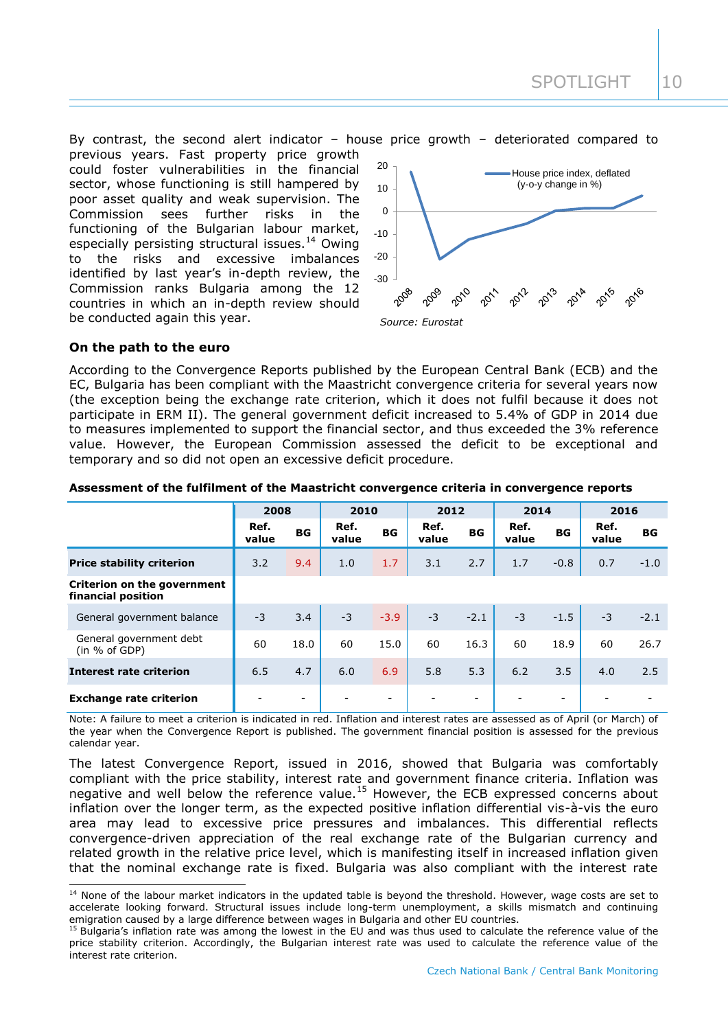By contrast, the second alert indicator – house price growth – deteriorated compared to previous years. Fast property price growth could foster vulnerabilities in the financial sector, whose functioning is still hampered by poor asset quality and weak supervision. The Commission sees further risks in the functioning of the Bulgarian labour market, especially persisting structural issues.[14] Owing to the risks and excessive imbalances identified by last year's in-depth review, the Commission ranks Bulgaria among the 12 countries in which an in-depth review should be conducted again this year.

*Source: Eurostat*

## On the path to the euro

According to the Convergence Reports published by the European Central Bank (ECB) and the EC, Bulgaria has been compliant with the Maastricht convergence criteria for several years now (the exception being the exchange rate criterion, which it does not fulfil because it does not participate in ERM II). The general government deficit increased to 5.4% of GDP in 2014 due to measures implemented to support the financial sector, and thus exceeded the 3% reference value. However, the European Commission assessed the deficit to be exceptional and temporary and so did not open an excessive deficit procedure.

**Assessment of the fulfilment of the Maastricht convergence criteria in convergence reports**

| | 2008 | | 2010 | | 2012 | | 2014 | | 2016 | |
|---|---|---|---|---|---|---|---|---|---|---|
| | Ref. value | BG | Ref. value | BG | Ref. value | BG | Ref. value | BG | Ref. value | BG |
| **Price stability criterion** | 3.2 | 9.4 | 1.0 | 1.7 | 3.1 | 2.7 | 1.7 | -0.8 | 0.7 | -1.0 |
| **Criterion on the government financial position** | | | | | | | | | | |
| General government balance | -3 | 3.4 | -3 | -3.9 | -3 | -2.1 | -3 | -1.5 | -3 | -2.1 |
| General government debt (in % of GDP) | 60 | 18.0 | 60 | 15.0 | 60 | 16.3 | 60 | 18.9 | 60 | 26.7 |
| **Interest rate criterion** | 6.5 | 4.7 | 6.0 | 6.9 | 5.8 | 5.3 | 6.2 | 3.5 | 4.0 | 2.5 |
| **Exchange rate criterion** | - | - | - | - | - | - | - | - | - | - |

Note: A failure to meet a criterion is indicated in red. Inflation and interest rates are assessed as of April (or March) of the year when the Convergence Report is published. The government financial position is assessed for the previous calendar year.

The latest Convergence Report, issued in 2016, showed that Bulgaria was comfortably compliant with the price stability, interest rate and government finance criteria. Inflation was negative and well below the reference value.[15] However, the ECB expressed concerns about inflation over the longer term, as the expected positive inflation differential vis-à-vis the euro area may lead to excessive price pressures and imbalances. This differential reflects convergence-driven appreciation of the real exchange rate of the Bulgarian currency and related growth in the relative price level, which is manifesting itself in increased inflation given that the nominal exchange rate is fixed. Bulgaria was also compliant with the interest rate

[14] None of the labour market indicators in the updated table is beyond the threshold. However, wage costs are set to accelerate looking forward. Structural issues include long-term unemployment, a skills mismatch and continuing emigration caused by a large difference between wages in Bulgaria and other EU countries.

[15] Bulgaria's inflation rate was among the lowest in the EU and was thus used to calculate the reference value of the price stability criterion. Accordingly, the Bulgarian interest rate was used to calculate the reference value of the interest rate criterion.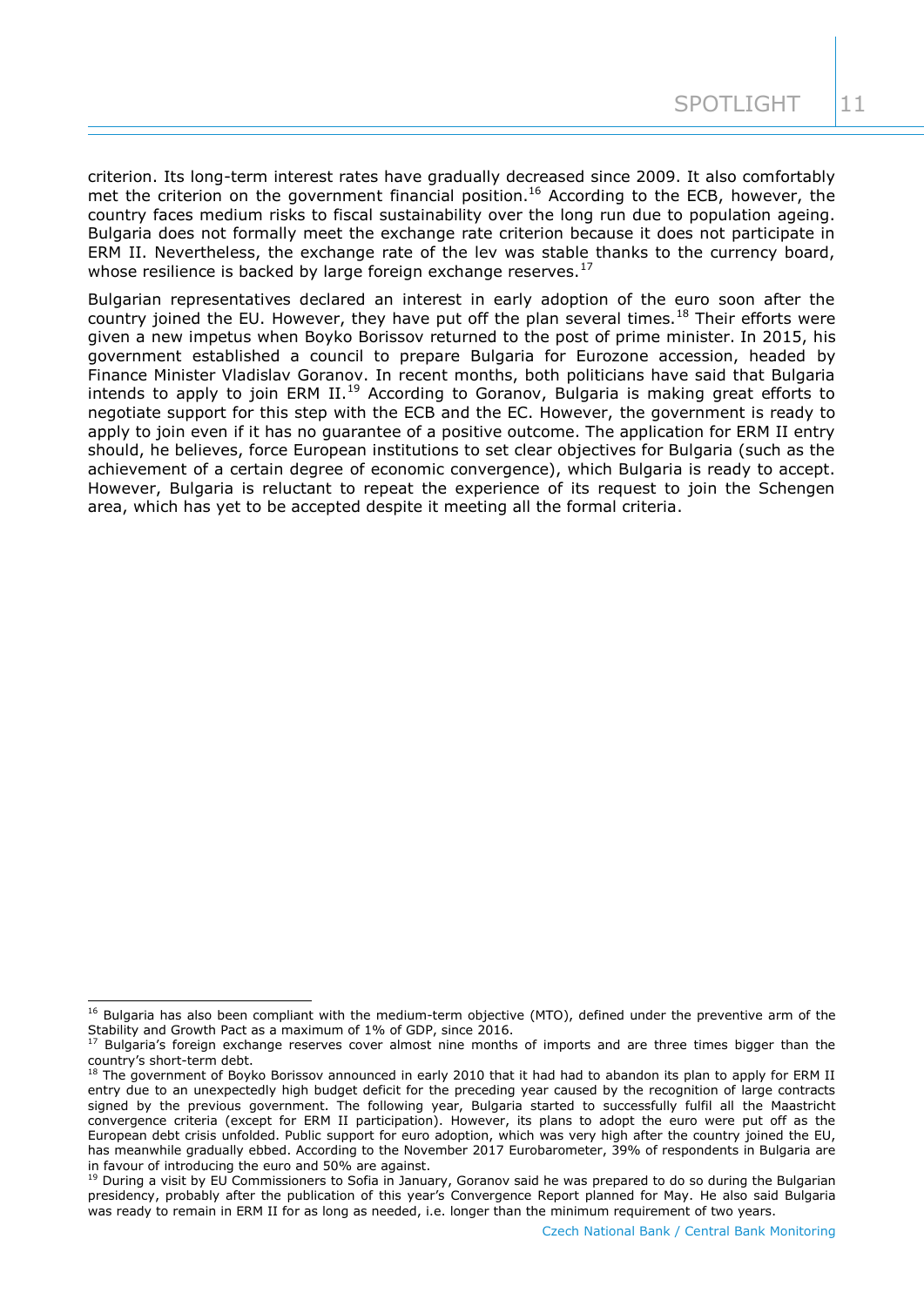criterion. Its long-term interest rates have gradually decreased since 2009. It also comfortably met the criterion on the government financial position.[16] According to the ECB, however, the country faces medium risks to fiscal sustainability over the long run due to population ageing. Bulgaria does not formally meet the exchange rate criterion because it does not participate in ERM II. Nevertheless, the exchange rate of the lev was stable thanks to the currency board, whose resilience is backed by large foreign exchange reserves.[17]

Bulgarian representatives declared an interest in early adoption of the euro soon after the country joined the EU. However, they have put off the plan several times.[18] Their efforts were given a new impetus when Boyko Borissov returned to the post of prime minister. In 2015, his government established a council to prepare Bulgaria for Eurozone accession, headed by Finance Minister Vladislav Goranov. In recent months, both politicians have said that Bulgaria intends to apply to join ERM II.[19] According to Goranov, Bulgaria is making great efforts to negotiate support for this step with the ECB and the EC. However, the government is ready to apply to join even if it has no guarantee of a positive outcome. The application for ERM II entry should, he believes, force European institutions to set clear objectives for Bulgaria (such as the achievement of a certain degree of economic convergence), which Bulgaria is ready to accept. However, Bulgaria is reluctant to repeat the experience of its request to join the Schengen area, which has yet to be accepted despite it meeting all the formal criteria.

---

[16] Bulgaria has also been compliant with the medium-term objective (MTO), defined under the preventive arm of the Stability and Growth Pact as a maximum of 1% of GDP, since 2016.

[17] Bulgaria's foreign exchange reserves cover almost nine months of imports and are three times bigger than the country's short-term debt.

[18] The government of Boyko Borissov announced in early 2010 that it had had to abandon its plan to apply for ERM II entry due to an unexpectedly high budget deficit for the preceding year caused by the recognition of large contracts signed by the previous government. The following year, Bulgaria started to successfully fulfil all the Maastricht convergence criteria (except for ERM II participation). However, its plans to adopt the euro were put off as the European debt crisis unfolded. Public support for euro adoption, which was very high after the country joined the EU, has meanwhile gradually ebbed. According to the November 2017 Eurobarometer, 39% of respondents in Bulgaria are in favour of introducing the euro and 50% are against.

[19] During a visit by EU Commissioners to Sofia in January, Goranov said he was prepared to do so during the Bulgarian presidency, probably after the publication of this year's Convergence Report planned for May. He also said Bulgaria was ready to remain in ERM II for as long as needed, i.e. longer than the minimum requirement of two years.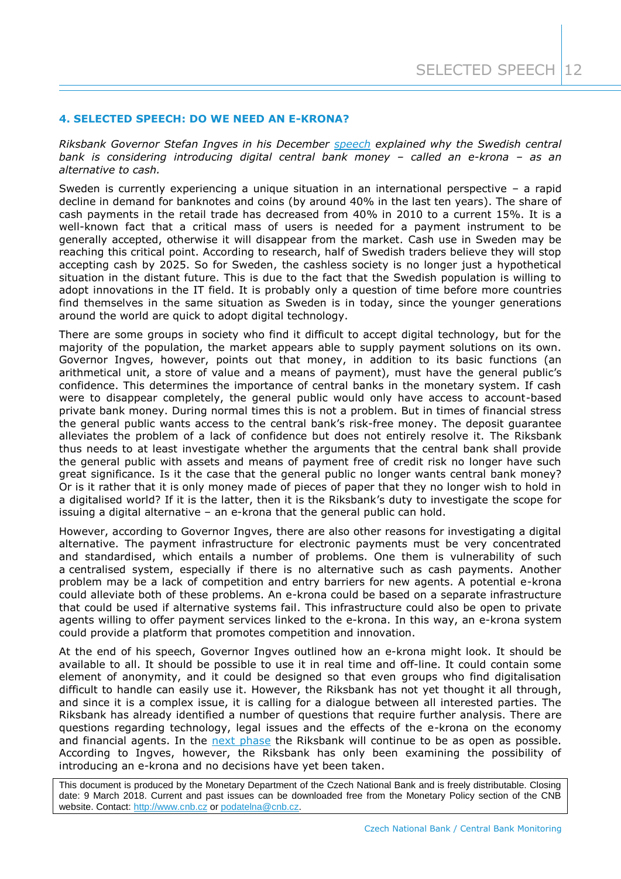## 4. SELECTED SPEECH: DO WE NEED AN E-KRONA?

*Riksbank Governor Stefan Ingves in his December speech explained why the Swedish central bank is considering introducing digital central bank money – called an e-krona – as an alternative to cash.*

Sweden is currently experiencing a unique situation in an international perspective – a rapid decline in demand for banknotes and coins (by around 40% in the last ten years). The share of cash payments in the retail trade has decreased from 40% in 2010 to a current 15%. It is a well-known fact that a critical mass of users is needed for a payment instrument to be generally accepted, otherwise it will disappear from the market. Cash use in Sweden may be reaching this critical point. According to research, half of Swedish traders believe they will stop accepting cash by 2025. So for Sweden, the cashless society is no longer just a hypothetical situation in the distant future. This is due to the fact that the Swedish population is willing to adopt innovations in the IT field. It is probably only a question of time before more countries find themselves in the same situation as Sweden is in today, since the younger generations around the world are quick to adopt digital technology.

There are some groups in society who find it difficult to accept digital technology, but for the majority of the population, the market appears able to supply payment solutions on its own. Governor Ingves, however, points out that money, in addition to its basic functions (an arithmetical unit, a store of value and a means of payment), must have the general public's confidence. This determines the importance of central banks in the monetary system. If cash were to disappear completely, the general public would only have access to account-based private bank money. During normal times this is not a problem. But in times of financial stress the general public wants access to the central bank's risk-free money. The deposit guarantee alleviates the problem of a lack of confidence but does not entirely resolve it. The Riksbank thus needs to at least investigate whether the arguments that the central bank shall provide the general public with assets and means of payment free of credit risk no longer have such great significance. Is it the case that the general public no longer wants central bank money? Or is it rather that it is only money made of pieces of paper that they no longer wish to hold in a digitalised world? If it is the latter, then it is the Riksbank's duty to investigate the scope for issuing a digital alternative – an e-krona that the general public can hold.

However, according to Governor Ingves, there are also other reasons for investigating a digital alternative. The payment infrastructure for electronic payments must be very concentrated and standardised, which entails a number of problems. One them is vulnerability of such a centralised system, especially if there is no alternative such as cash payments. Another problem may be a lack of competition and entry barriers for new agents. A potential e-krona could alleviate both of these problems. An e-krona could be based on a separate infrastructure that could be used if alternative systems fail. This infrastructure could also be open to private agents willing to offer payment services linked to the e-krona. In this way, an e-krona system could provide a platform that promotes competition and innovation.

At the end of his speech, Governor Ingves outlined how an e-krona might look. It should be available to all. It should be possible to use it in real time and off-line. It could contain some element of anonymity, and it could be designed so that even groups who find digitalisation difficult to handle can easily use it. However, the Riksbank has not yet thought it all through, and since it is a complex issue, it is calling for a dialogue between all interested parties. The Riksbank has already identified a number of questions that require further analysis. There are questions regarding technology, legal issues and the effects of the e-krona on the economy and financial agents. In the next phase the Riksbank will continue to be as open as possible. According to Ingves, however, the Riksbank has only been examining the possibility of introducing an e-krona and no decisions have yet been taken.

This document is produced by the Monetary Department of the Czech National Bank and is freely distributable. Closing date: 9 March 2018. Current and past issues can be downloaded free from the Monetary Policy section of the CNB website. Contact: http://www.cnb.cz or podatelna@cnb.cz.